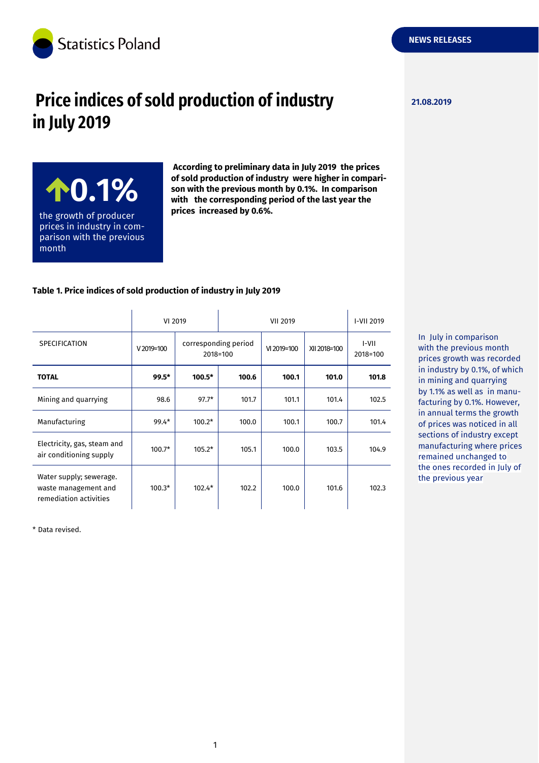Statistics Poland

NEWS RELEASES

21.08.2019

# Price indices of sold production of industry in July 2019

**↑0.1%**

the growth of producer prices in industry in comparison with the previous month

**According to preliminary data in July 2019 the prices of sold production of industry were higher in comparison with the previous month by 0.1%. In comparison with the corresponding period of the last year the prices increased by 0.6%.**

**Table 1. Price indices of sold production of industry in July 2019**

| SPECIFICATION | VI 2019 | | VII 2019 | | | I-VII 2019 |
|---|---|---|---|---|---|---|
| | V 2019=100 | corresponding period 2018=100 | | VI 2019=100 | XII 2018=100 | I-VII 2018=100 |
| **TOTAL** | **99.5*** | **100.5*** | **100.6** | **100.1** | **101.0** | **101.8** |
| Mining and quarrying | 98.6 | 97.7* | 101.7 | 101.1 | 101.4 | 102.5 |
| Manufacturing | 99.4* | 100.2* | 100.0 | 100.1 | 100.7 | 101.4 |
| Electricity, gas, steam and air conditioning supply | 100.7* | 105.2* | 105.1 | 100.0 | 103.5 | 104.9 |
| Water supply; sewerage. waste management and remediation activities | 100.3* | 102.4* | 102.2 | 100.0 | 101.6 | 102.3 |

* Data revised.

In July in comparison with the previous month prices growth was recorded in industry by 0.1%, of which in mining and quarrying by 1.1% as well as in manufacturing by 0.1%. However, in annual terms the growth of prices was noticed in all sections of industry except manufacturing where prices remained unchanged to the ones recorded in July of the previous year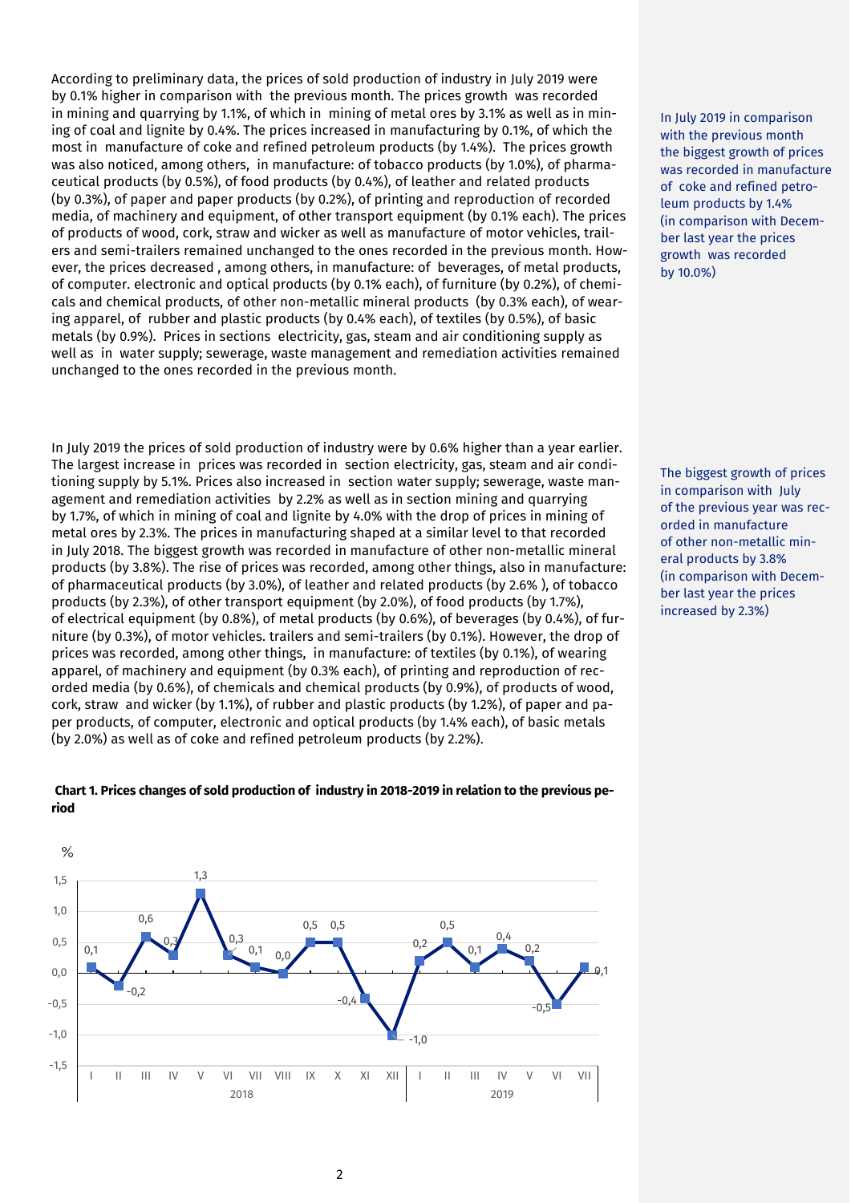According to preliminary data, the prices of sold production of industry in July 2019 were by 0.1% higher in comparison with the previous month. The prices growth was recorded in mining and quarrying by 1.1%, of which in mining of metal ores by 3.1% as well as in mining of coal and lignite by 0.4%. The prices increased in manufacturing by 0.1%, of which the most in manufacture of coke and refined petroleum products (by 1.4%). The prices growth was also noticed, among others, in manufacture: of tobacco products (by 1.0%), of pharmaceutical products (by 0.5%), of food products (by 0.4%), of leather and related products (by 0.3%), of paper and paper products (by 0.2%), of printing and reproduction of recorded media, of machinery and equipment, of other transport equipment (by 0.1% each). The prices of products of wood, cork, straw and wicker as well as manufacture of motor vehicles, trailers and semi-trailers remained unchanged to the ones recorded in the previous month. However, the prices decreased , among others, in manufacture: of beverages, of metal products, of computer. electronic and optical products (by 0.1% each), of furniture (by 0.2%), of chemicals and chemical products, of other non-metallic mineral products (by 0.3% each), of wearing apparel, of rubber and plastic products (by 0.4% each), of textiles (by 0.5%), of basic metals (by 0.9%). Prices in sections electricity, gas, steam and air conditioning supply as well as in water supply; sewerage, waste management and remediation activities remained unchanged to the ones recorded in the previous month.

In July 2019 in comparison with the previous month the biggest growth of prices was recorded in manufacture of coke and refined petroleum products by 1.4% (in comparison with December last year the prices growth was recorded by 10.0%)

In July 2019 the prices of sold production of industry were by 0.6% higher than a year earlier. The largest increase in prices was recorded in section electricity, gas, steam and air conditioning supply by 5.1%. Prices also increased in section water supply; sewerage, waste management and remediation activities by 2.2% as well as in section mining and quarrying by 1.7%, of which in mining of coal and lignite by 4.0% with the drop of prices in mining of metal ores by 2.3%. The prices in manufacturing shaped at a similar level to that recorded in July 2018. The biggest growth was recorded in manufacture of other non-metallic mineral products (by 3.8%). The rise of prices was recorded, among other things, also in manufacture: of pharmaceutical products (by 3.0%), of leather and related products (by 2.6% ), of tobacco products (by 2.3%), of other transport equipment (by 2.0%), of food products (by 1.7%), of electrical equipment (by 0.8%), of metal products (by 0.6%), of beverages (by 0.4%), of furniture (by 0.3%), of motor vehicles. trailers and semi-trailers (by 0.1%). However, the drop of prices was recorded, among other things, in manufacture: of textiles (by 0.1%), of wearing apparel, of machinery and equipment (by 0.3% each), of printing and reproduction of recorded media (by 0.6%), of chemicals and chemical products (by 0.9%), of products of wood, cork, straw and wicker (by 1.1%), of rubber and plastic products (by 1.2%), of paper and paper products, of computer, electronic and optical products (by 1.4% each), of basic metals (by 2.0%) as well as of coke and refined petroleum products (by 2.2%).

The biggest growth of prices in comparison with July of the previous year was recorded in manufacture of other non-metallic mineral products by 3.8% (in comparison with December last year the prices increased by 2.3%)

**Chart 1. Prices changes of sold production of industry in 2018-2019 in relation to the previous period**

| Year | Month | % |
|---|---|---|
| 2018 | I | 0,1 |
| | II | -0,2 |
| | III | 0,6 |
| | IV | 0,3 |
| | V | 1,3 |
| | VI | 0,3 |
| | VII | 0,1 |
| | VIII | 0,0 |
| | IX | 0,5 |
| | X | 0,5 |
| | XI | -0,4 |
| | XII | -1,0 |
| 2019 | I | 0,2 |
| | II | 0,5 |
| | III | 0,1 |
| | IV | 0,4 |
| | V | 0,2 |
| | VI | -0,5 |
| | VII | 0,1 |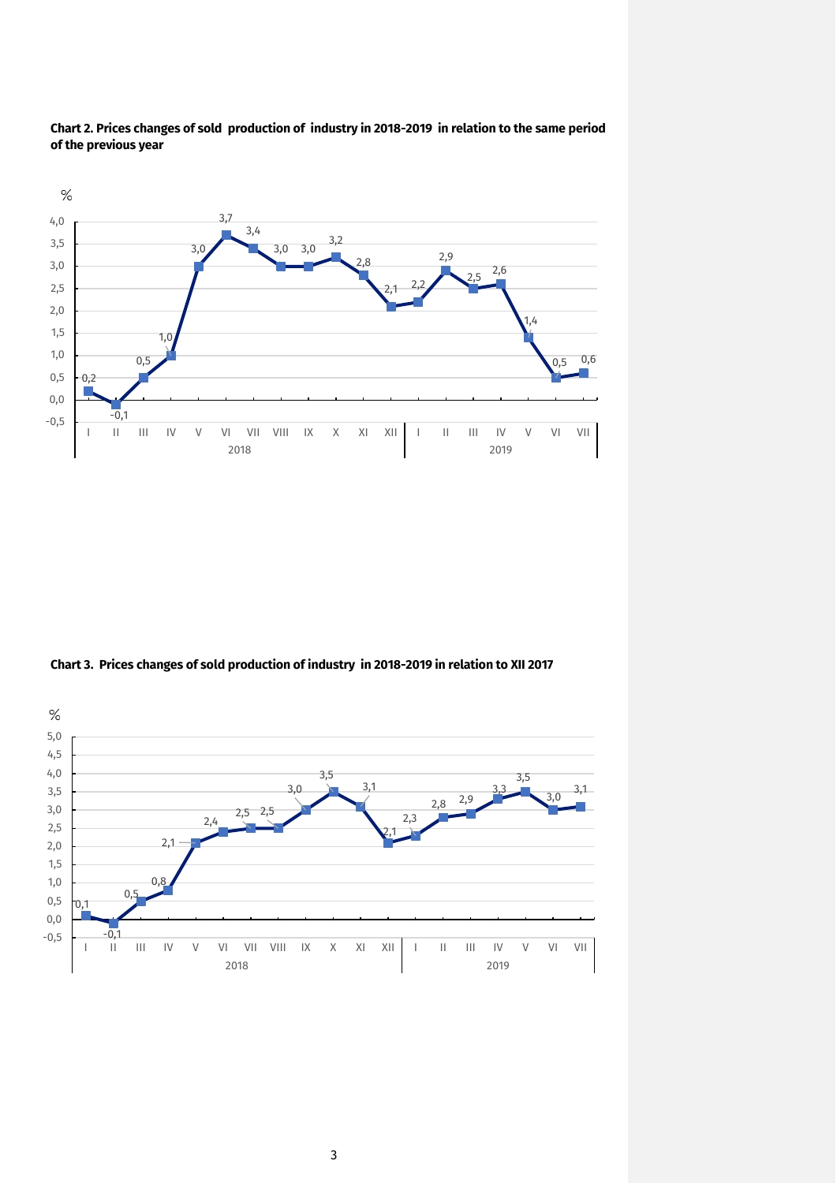**Chart 2. Prices changes of sold production of industry in 2018-2019 in relation to the same period of the previous year**

| Year | Month | % |
|---|---|---|
| 2018 | I | 0,2 |
| | II | -0,1 |
| | III | 0,5 |
| | IV | 1,0 |
| | V | 3,0 |
| | VI | 3,7 |
| | VII | 3,4 |
| | VIII | 3,0 |
| | IX | 3,0 |
| | X | 3,2 |
| | XI | 2,8 |
| | XII | 2,1 |
| 2019 | I | 2,2 |
| | II | 2,9 |
| | III | 2,5 |
| | IV | 2,6 |
| | V | 1,4 |
| | VI | 0,5 |
| | VII | 0,6 |

**Chart 3. Prices changes of sold production of industry in 2018-2019 in relation to XII 2017**

| Year | Month | % |
|---|---|---|
| 2018 | I | 0,1 |
| | II | -0,1 |
| | III | 0,5 |
| | IV | 0,8 |
| | V | 2,1 |
| | VI | 2,4 |
| | VII | 2,5 |
| | VIII | 2,5 |
| | IX | 3,0 |
| | X | 3,5 |
| | XI | 3,1 |
| | XII | 2,1 |
| 2019 | I | 2,3 |
| | II | 2,8 |
| | III | 2,9 |
| | IV | 3,3 |
| | V | 3,5 |
| | VI | 3,0 |
| | VII | 3,1 |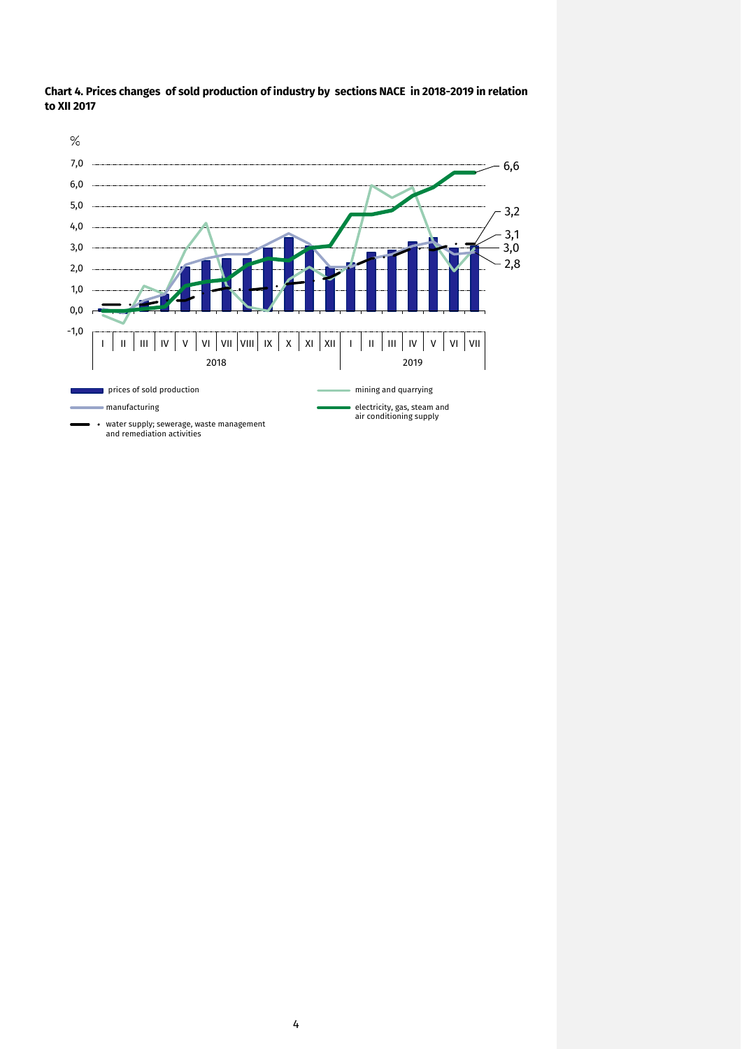**Chart 4. Prices changes of sold production of industry by sections NACE in 2018-2019 in relation to XII 2017**

%

7,0
6,0
5,0
4,0
3,0
2,0
1,0
0,0
-1,0

6,6
3,2
3,1
3,0
2,8

I II III IV V VI VII VIII IX X XI XII I II III IV V VI VII

2018 2019

prices of sold production
manufacturing
water supply; sewerage, waste management and remediation activities
mining and quarrying
electricity, gas, steam and air conditioning supply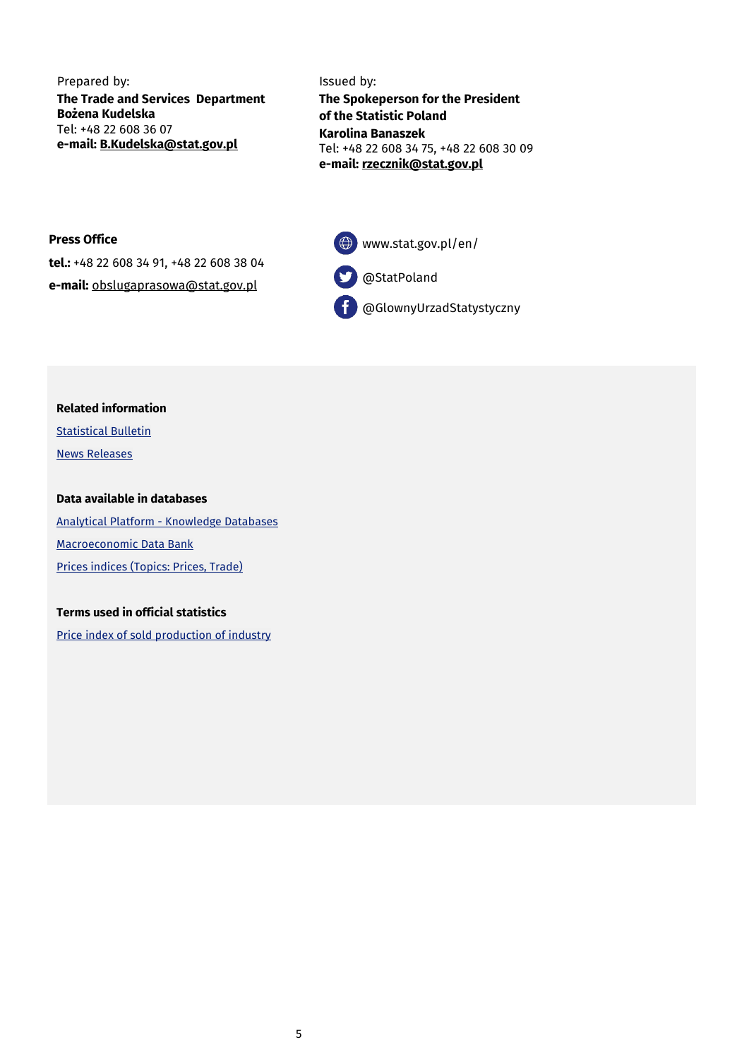Prepared by:
**The Trade and Services Department**
**Bożena Kudelska**
Tel: +48 22 608 36 07
**e-mail: B.Kudelska@stat.gov.pl**

Issued by:
**The Spokeperson for the President of the Statistic Poland**
**Karolina Banaszek**
Tel: +48 22 608 34 75, +48 22 608 30 09
**e-mail: rzecznik@stat.gov.pl**

**Press Office**

**tel.:** +48 22 608 34 91, +48 22 608 38 04

**e-mail:** obslugaprasowa@stat.gov.pl

www.stat.gov.pl/en/

@StatPoland

@GlownyUrzadStatystyczny

**Related information**

Statistical Bulletin

News Releases

**Data available in databases**

Analytical Platform - Knowledge Databases

Macroeconomic Data Bank

Prices indices (Topics: Prices, Trade)

**Terms used in official statistics**

Price index of sold production of industry